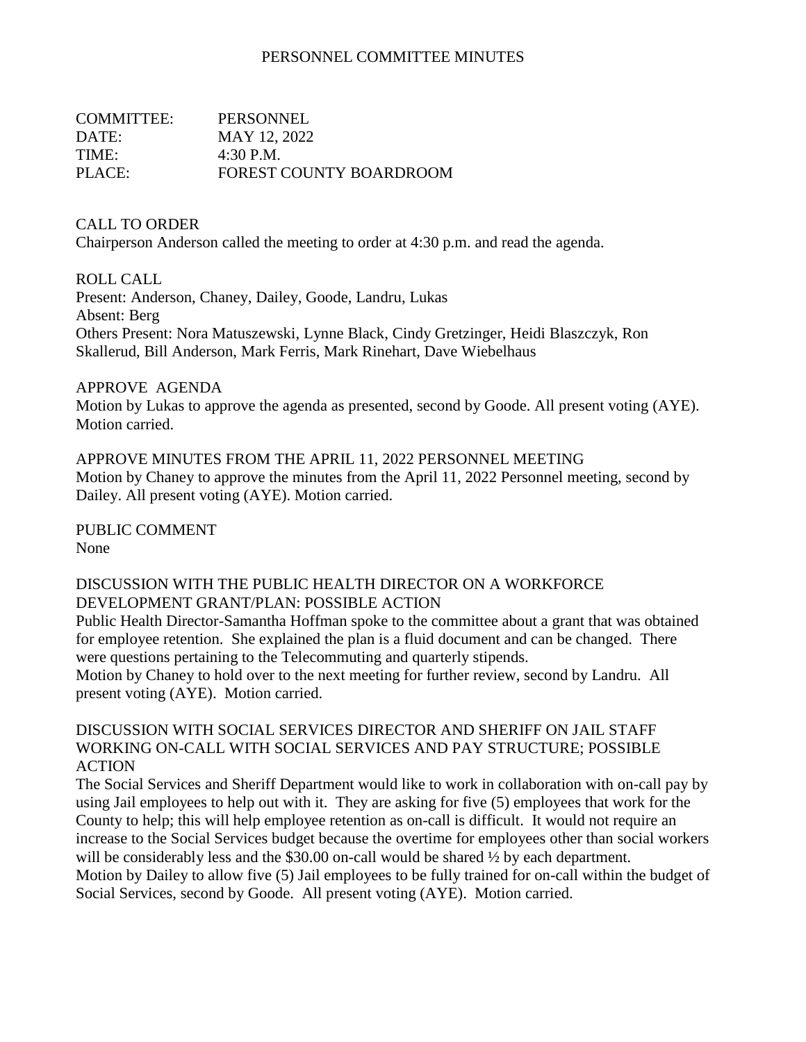# PERSONNEL COMMITTEE MINUTES

COMMITTEE: PERSONNEL
DATE: MAY 12, 2022
TIME: 4:30 P.M.
PLACE: FOREST COUNTY BOARDROOM

## CALL TO ORDER

Chairperson Anderson called the meeting to order at 4:30 p.m. and read the agenda.

## ROLL CALL

Present: Anderson, Chaney, Dailey, Goode, Landru, Lukas
Absent: Berg
Others Present: Nora Matuszewski, Lynne Black, Cindy Gretzinger, Heidi Blaszczyk, Ron Skallerud, Bill Anderson, Mark Ferris, Mark Rinehart, Dave Wiebelhaus

## APPROVE AGENDA

Motion by Lukas to approve the agenda as presented, second by Goode. All present voting (AYE). Motion carried.

## APPROVE MINUTES FROM THE APRIL 11, 2022 PERSONNEL MEETING

Motion by Chaney to approve the minutes from the April 11, 2022 Personnel meeting, second by Dailey. All present voting (AYE). Motion carried.

## PUBLIC COMMENT

None

## DISCUSSION WITH THE PUBLIC HEALTH DIRECTOR ON A WORKFORCE DEVELOPMENT GRANT/PLAN: POSSIBLE ACTION

Public Health Director-Samantha Hoffman spoke to the committee about a grant that was obtained for employee retention. She explained the plan is a fluid document and can be changed. There were questions pertaining to the Telecommuting and quarterly stipends.
Motion by Chaney to hold over to the next meeting for further review, second by Landru. All present voting (AYE). Motion carried.

## DISCUSSION WITH SOCIAL SERVICES DIRECTOR AND SHERIFF ON JAIL STAFF WORKING ON-CALL WITH SOCIAL SERVICES AND PAY STRUCTURE; POSSIBLE ACTION

The Social Services and Sheriff Department would like to work in collaboration with on-call pay by using Jail employees to help out with it. They are asking for five (5) employees that work for the County to help; this will help employee retention as on-call is difficult. It would not require an increase to the Social Services budget because the overtime for employees other than social workers will be considerably less and the $30.00 on-call would be shared ½ by each department.
Motion by Dailey to allow five (5) Jail employees to be fully trained for on-call within the budget of Social Services, second by Goode. All present voting (AYE). Motion carried.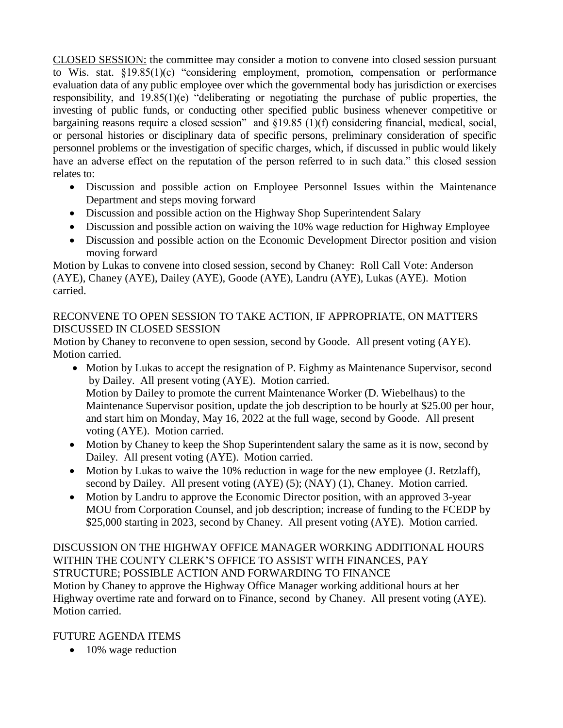CLOSED SESSION: the committee may consider a motion to convene into closed session pursuant to Wis. stat. §19.85(1)(c) "considering employment, promotion, compensation or performance evaluation data of any public employee over which the governmental body has jurisdiction or exercises responsibility, and 19.85(1)(e) "deliberating or negotiating the purchase of public properties, the investing of public funds, or conducting other specified public business whenever competitive or bargaining reasons require a closed session" and §19.85 (1)(f) considering financial, medical, social, or personal histories or disciplinary data of specific persons, preliminary consideration of specific personnel problems or the investigation of specific charges, which, if discussed in public would likely have an adverse effect on the reputation of the person referred to in such data." this closed session relates to:

- Discussion and possible action on Employee Personnel Issues within the Maintenance Department and steps moving forward
- Discussion and possible action on the Highway Shop Superintendent Salary
- Discussion and possible action on waiving the 10% wage reduction for Highway Employee
- Discussion and possible action on the Economic Development Director position and vision moving forward

Motion by Lukas to convene into closed session, second by Chaney: Roll Call Vote: Anderson (AYE), Chaney (AYE), Dailey (AYE), Goode (AYE), Landru (AYE), Lukas (AYE). Motion carried.

RECONVENE TO OPEN SESSION TO TAKE ACTION, IF APPROPRIATE, ON MATTERS DISCUSSED IN CLOSED SESSION

Motion by Chaney to reconvene to open session, second by Goode. All present voting (AYE). Motion carried.

- Motion by Lukas to accept the resignation of P. Eighmy as Maintenance Supervisor, second by Dailey. All present voting (AYE). Motion carried.
  Motion by Dailey to promote the current Maintenance Worker (D. Wiebelhaus) to the Maintenance Supervisor position, update the job description to be hourly at $25.00 per hour, and start him on Monday, May 16, 2022 at the full wage, second by Goode. All present voting (AYE). Motion carried.
- Motion by Chaney to keep the Shop Superintendent salary the same as it is now, second by Dailey. All present voting (AYE). Motion carried.
- Motion by Lukas to waive the 10% reduction in wage for the new employee (J. Retzlaff), second by Dailey. All present voting (AYE) (5); (NAY) (1), Chaney. Motion carried.
- Motion by Landru to approve the Economic Director position, with an approved 3-year MOU from Corporation Counsel, and job description; increase of funding to the FCEDP by $25,000 starting in 2023, second by Chaney. All present voting (AYE). Motion carried.

DISCUSSION ON THE HIGHWAY OFFICE MANAGER WORKING ADDITIONAL HOURS WITHIN THE COUNTY CLERK'S OFFICE TO ASSIST WITH FINANCES, PAY STRUCTURE; POSSIBLE ACTION AND FORWARDING TO FINANCE

Motion by Chaney to approve the Highway Office Manager working additional hours at her Highway overtime rate and forward on to Finance, second by Chaney. All present voting (AYE). Motion carried.

FUTURE AGENDA ITEMS

- 10% wage reduction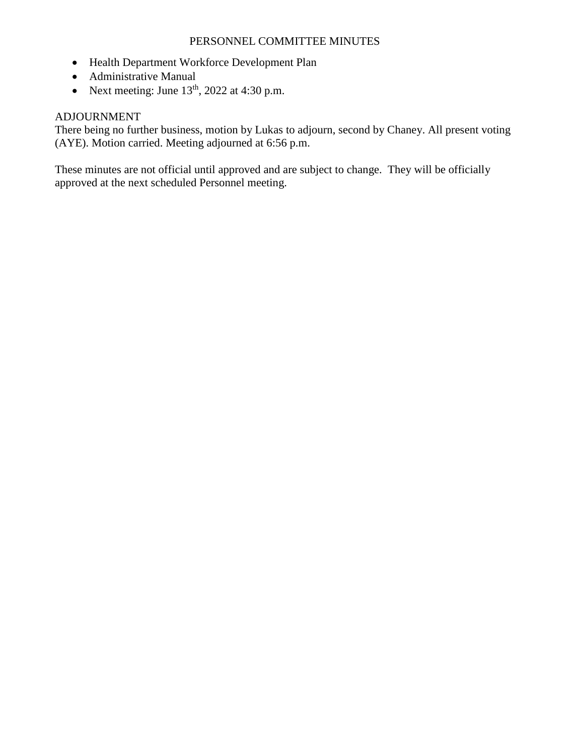- Health Department Workforce Development Plan
- Administrative Manual
- Next meeting: June 13th, 2022 at 4:30 p.m.

ADJOURNMENT

There being no further business, motion by Lukas to adjourn, second by Chaney. All present voting (AYE). Motion carried. Meeting adjourned at 6:56 p.m.

These minutes are not official until approved and are subject to change. They will be officially approved at the next scheduled Personnel meeting.